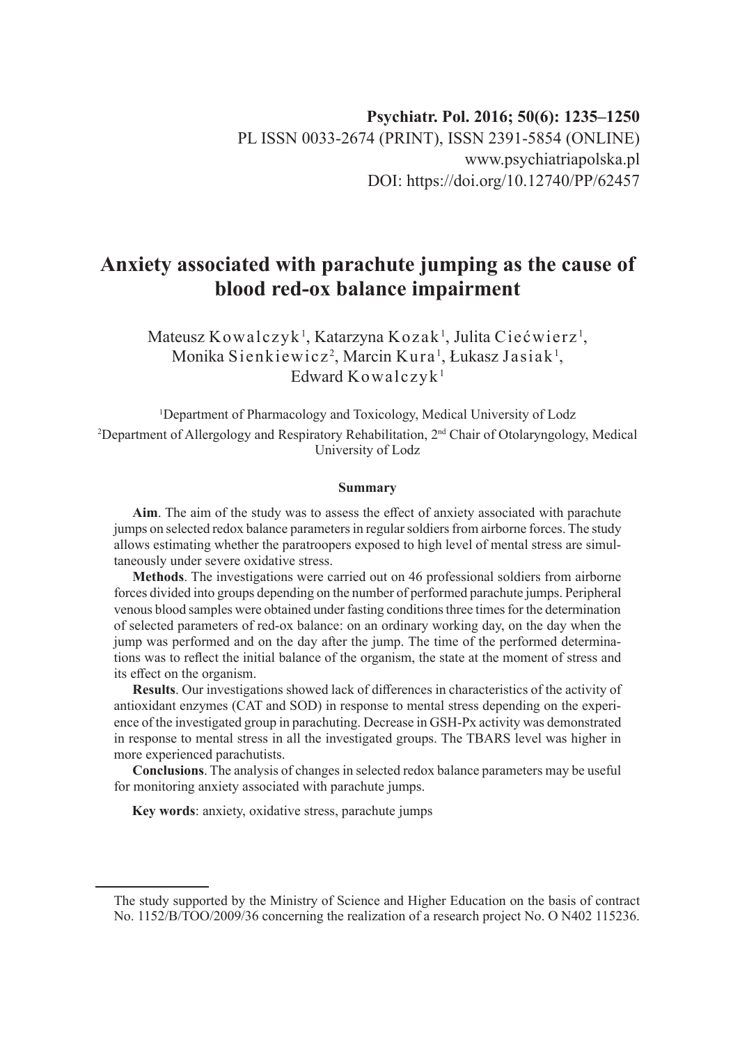Psychiatr. Pol. 2016; 50(6): 1235–1250
PL ISSN 0033-2674 (PRINT), ISSN 2391-5854 (ONLINE)
www.psychiatriapolska.pl
DOI: https://doi.org/10.12740/PP/62457

# Anxiety associated with parachute jumping as the cause of blood red-ox balance impairment

Mateusz Kowalczyk[1], Katarzyna Kozak[1], Julita Ciećwierz[1], Monika Sienkiewicz[2], Marcin Kura[1], Łukasz Jasiak[1], Edward Kowalczyk[1]

[1]Department of Pharmacology and Toxicology, Medical University of Lodz

[2]Department of Allergology and Respiratory Rehabilitation, 2nd Chair of Otolaryngology, Medical University of Lodz

### Summary

**Aim**. The aim of the study was to assess the effect of anxiety associated with parachute jumps on selected redox balance parameters in regular soldiers from airborne forces. The study allows estimating whether the paratroopers exposed to high level of mental stress are simultaneously under severe oxidative stress.

**Methods**. The investigations were carried out on 46 professional soldiers from airborne forces divided into groups depending on the number of performed parachute jumps. Peripheral venous blood samples were obtained under fasting conditions three times for the determination of selected parameters of red-ox balance: on an ordinary working day, on the day when the jump was performed and on the day after the jump. The time of the performed determinations was to reflect the initial balance of the organism, the state at the moment of stress and its effect on the organism.

**Results**. Our investigations showed lack of differences in characteristics of the activity of antioxidant enzymes (CAT and SOD) in response to mental stress depending on the experience of the investigated group in parachuting. Decrease in GSH-Px activity was demonstrated in response to mental stress in all the investigated groups. The TBARS level was higher in more experienced parachutists.

**Conclusions**. The analysis of changes in selected redox balance parameters may be useful for monitoring anxiety associated with parachute jumps.

**Key words**: anxiety, oxidative stress, parachute jumps

---

The study supported by the Ministry of Science and Higher Education on the basis of contract No. 1152/B/TOO/2009/36 concerning the realization of a research project No. O N402 115236.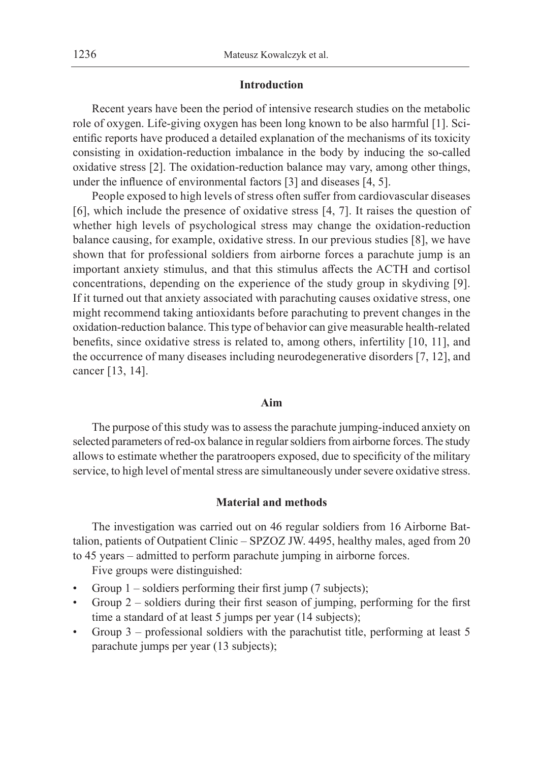## Introduction

Recent years have been the period of intensive research studies on the metabolic role of oxygen. Life-giving oxygen has been long known to be also harmful [1]. Scientific reports have produced a detailed explanation of the mechanisms of its toxicity consisting in oxidation-reduction imbalance in the body by inducing the so-called oxidative stress [2]. The oxidation-reduction balance may vary, among other things, under the influence of environmental factors [3] and diseases [4, 5].

People exposed to high levels of stress often suffer from cardiovascular diseases [6], which include the presence of oxidative stress [4, 7]. It raises the question of whether high levels of psychological stress may change the oxidation-reduction balance causing, for example, oxidative stress. In our previous studies [8], we have shown that for professional soldiers from airborne forces a parachute jump is an important anxiety stimulus, and that this stimulus affects the ACTH and cortisol concentrations, depending on the experience of the study group in skydiving [9]. If it turned out that anxiety associated with parachuting causes oxidative stress, one might recommend taking antioxidants before parachuting to prevent changes in the oxidation-reduction balance. This type of behavior can give measurable health-related benefits, since oxidative stress is related to, among others, infertility [10, 11], and the occurrence of many diseases including neurodegenerative disorders [7, 12], and cancer [13, 14].

## Aim

The purpose of this study was to assess the parachute jumping-induced anxiety on selected parameters of red-ox balance in regular soldiers from airborne forces. The study allows to estimate whether the paratroopers exposed, due to specificity of the military service, to high level of mental stress are simultaneously under severe oxidative stress.

## Material and methods

The investigation was carried out on 46 regular soldiers from 16 Airborne Battalion, patients of Outpatient Clinic – SPZOZ JW. 4495, healthy males, aged from 20 to 45 years – admitted to perform parachute jumping in airborne forces.

Five groups were distinguished:

- Group 1 – soldiers performing their first jump (7 subjects);
- Group 2 – soldiers during their first season of jumping, performing for the first time a standard of at least 5 jumps per year (14 subjects);
- Group 3 – professional soldiers with the parachutist title, performing at least 5 parachute jumps per year (13 subjects);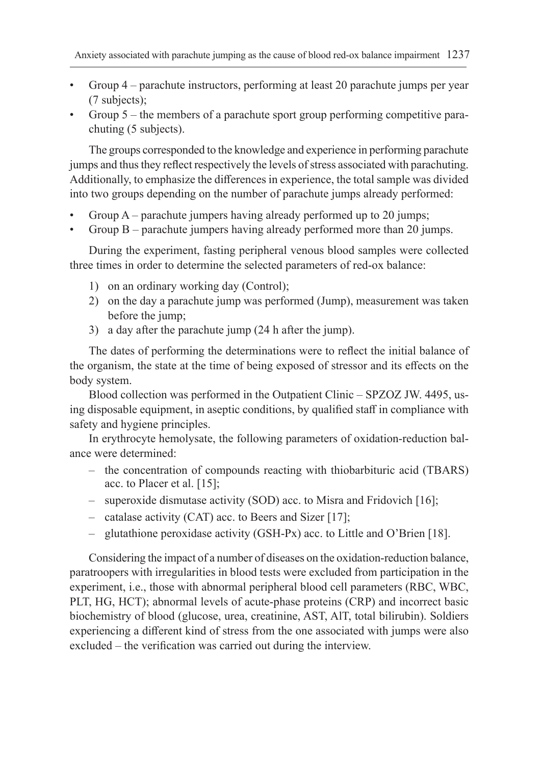- Group 4 – parachute instructors, performing at least 20 parachute jumps per year (7 subjects);
- Group 5 – the members of a parachute sport group performing competitive parachuting (5 subjects).

The groups corresponded to the knowledge and experience in performing parachute jumps and thus they reflect respectively the levels of stress associated with parachuting. Additionally, to emphasize the differences in experience, the total sample was divided into two groups depending on the number of parachute jumps already performed:

- Group A – parachute jumpers having already performed up to 20 jumps;
- Group B – parachute jumpers having already performed more than 20 jumps.

During the experiment, fasting peripheral venous blood samples were collected three times in order to determine the selected parameters of red-ox balance:

1) on an ordinary working day (Control);
2) on the day a parachute jump was performed (Jump), measurement was taken before the jump;
3) a day after the parachute jump (24 h after the jump).

The dates of performing the determinations were to reflect the initial balance of the organism, the state at the time of being exposed of stressor and its effects on the body system.

Blood collection was performed in the Outpatient Clinic – SPZOZ JW. 4495, using disposable equipment, in aseptic conditions, by qualified staff in compliance with safety and hygiene principles.

In erythrocyte hemolysate, the following parameters of oxidation-reduction balance were determined:

- the concentration of compounds reacting with thiobarbituric acid (TBARS) acc. to Placer et al. [15];
- superoxide dismutase activity (SOD) acc. to Misra and Fridovich [16];
- catalase activity (CAT) acc. to Beers and Sizer [17];
- glutathione peroxidase activity (GSH-Px) acc. to Little and O'Brien [18].

Considering the impact of a number of diseases on the oxidation-reduction balance, paratroopers with irregularities in blood tests were excluded from participation in the experiment, i.e., those with abnormal peripheral blood cell parameters (RBC, WBC, PLT, HG, HCT); abnormal levels of acute-phase proteins (CRP) and incorrect basic biochemistry of blood (glucose, urea, creatinine, AST, AlT, total bilirubin). Soldiers experiencing a different kind of stress from the one associated with jumps were also excluded – the verification was carried out during the interview.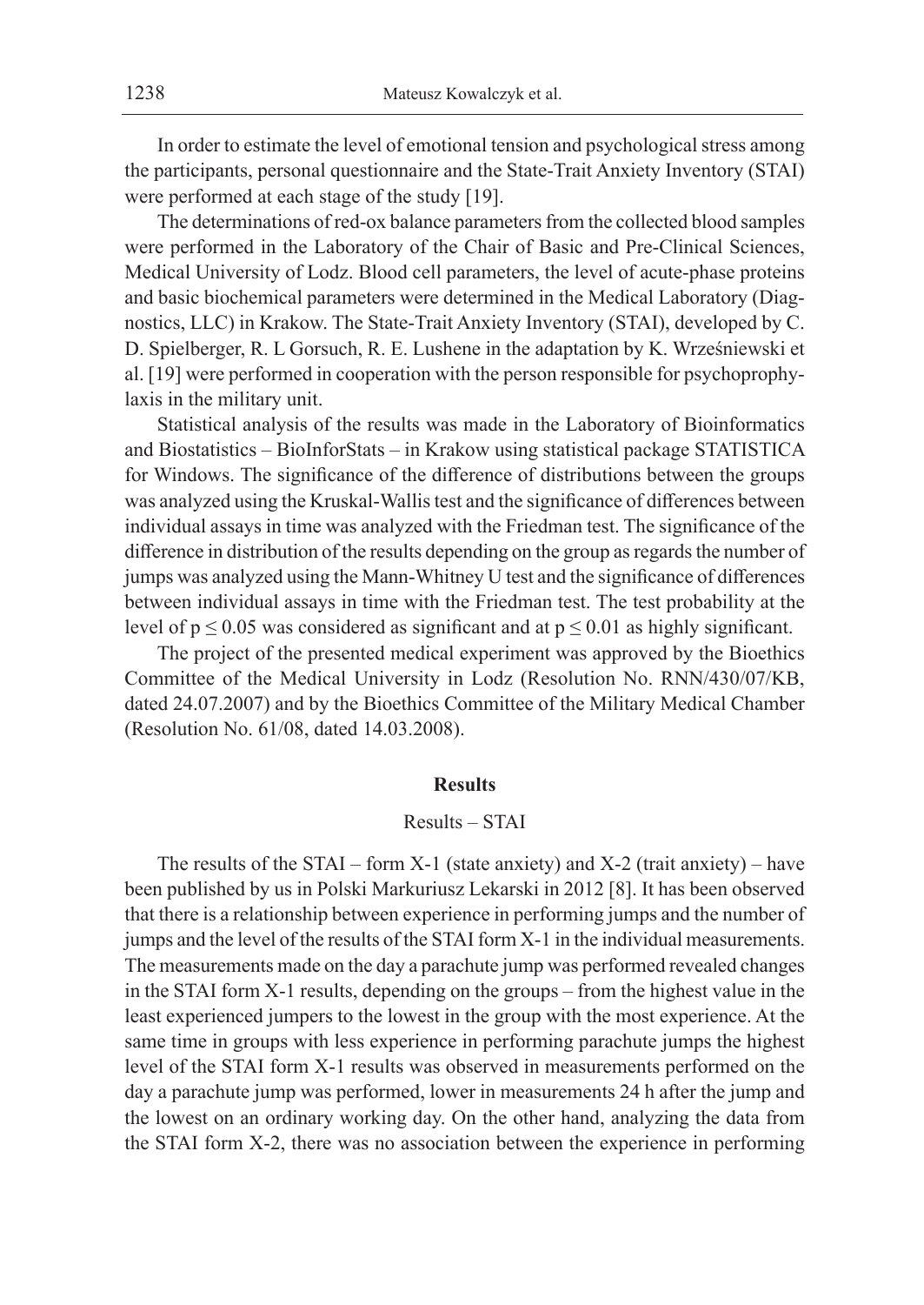In order to estimate the level of emotional tension and psychological stress among the participants, personal questionnaire and the State-Trait Anxiety Inventory (STAI) were performed at each stage of the study [19].

The determinations of red-ox balance parameters from the collected blood samples were performed in the Laboratory of the Chair of Basic and Pre-Clinical Sciences, Medical University of Lodz. Blood cell parameters, the level of acute-phase proteins and basic biochemical parameters were determined in the Medical Laboratory (Diagnostics, LLC) in Krakow. The State-Trait Anxiety Inventory (STAI), developed by C. D. Spielberger, R. L Gorsuch, R. E. Lushene in the adaptation by K. Wrześniewski et al. [19] were performed in cooperation with the person responsible for psychoprophylaxis in the military unit.

Statistical analysis of the results was made in the Laboratory of Bioinformatics and Biostatistics – BioInforStats – in Krakow using statistical package STATISTICA for Windows. The significance of the difference of distributions between the groups was analyzed using the Kruskal-Wallis test and the significance of differences between individual assays in time was analyzed with the Friedman test. The significance of the difference in distribution of the results depending on the group as regards the number of jumps was analyzed using the Mann-Whitney U test and the significance of differences between individual assays in time with the Friedman test. The test probability at the level of $p \leq 0.05$ was considered as significant and at $p \leq 0.01$ as highly significant.

The project of the presented medical experiment was approved by the Bioethics Committee of the Medical University in Lodz (Resolution No. RNN/430/07/KB, dated 24.07.2007) and by the Bioethics Committee of the Military Medical Chamber (Resolution No. 61/08, dated 14.03.2008).

## Results

### Results – STAI

The results of the STAI – form X-1 (state anxiety) and X-2 (trait anxiety) – have been published by us in Polski Markuriusz Lekarski in 2012 [8]. It has been observed that there is a relationship between experience in performing jumps and the number of jumps and the level of the results of the STAI form X-1 in the individual measurements. The measurements made on the day a parachute jump was performed revealed changes in the STAI form X-1 results, depending on the groups – from the highest value in the least experienced jumpers to the lowest in the group with the most experience. At the same time in groups with less experience in performing parachute jumps the highest level of the STAI form X-1 results was observed in measurements performed on the day a parachute jump was performed, lower in measurements 24 h after the jump and the lowest on an ordinary working day. On the other hand, analyzing the data from the STAI form X-2, there was no association between the experience in performing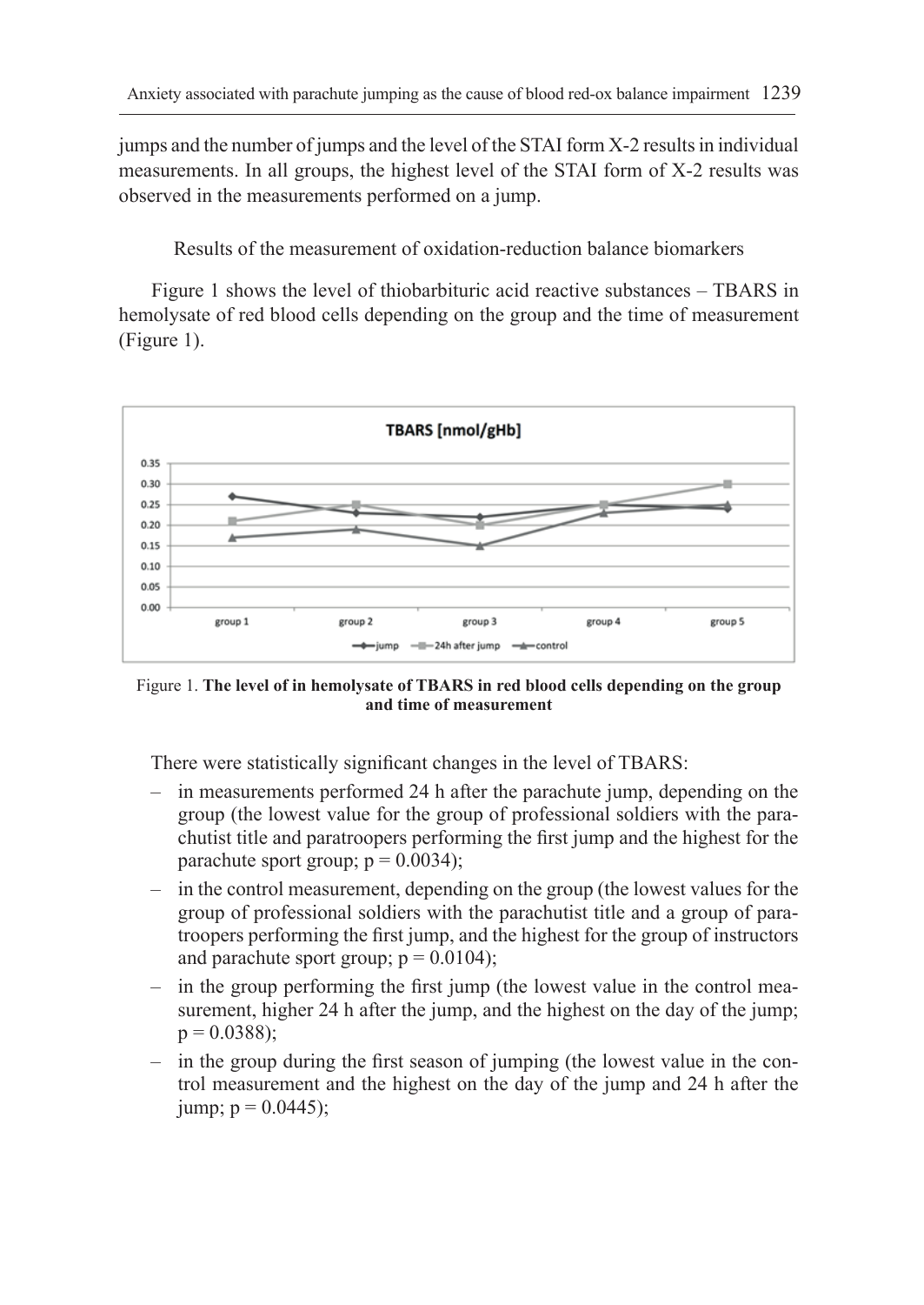jumps and the number of jumps and the level of the STAI form X-2 results in individual measurements. In all groups, the highest level of the STAI form of X-2 results was observed in the measurements performed on a jump.

Results of the measurement of oxidation-reduction balance biomarkers

Figure 1 shows the level of thiobarbituric acid reactive substances – TBARS in hemolysate of red blood cells depending on the group and the time of measurement (Figure 1).

Figure 1. **The level of in hemolysate of TBARS in red blood cells depending on the group and time of measurement**

There were statistically significant changes in the level of TBARS:

- in measurements performed 24 h after the parachute jump, depending on the group (the lowest value for the group of professional soldiers with the parachutist title and paratroopers performing the first jump and the highest for the parachute sport group; $p = 0.0034$);
- in the control measurement, depending on the group (the lowest values for the group of professional soldiers with the parachutist title and a group of paratroopers performing the first jump, and the highest for the group of instructors and parachute sport group; $p = 0.0104$);
- in the group performing the first jump (the lowest value in the control measurement, higher 24 h after the jump, and the highest on the day of the jump; $p = 0.0388$);
- in the group during the first season of jumping (the lowest value in the control measurement and the highest on the day of the jump and 24 h after the jump; $p = 0.0445$);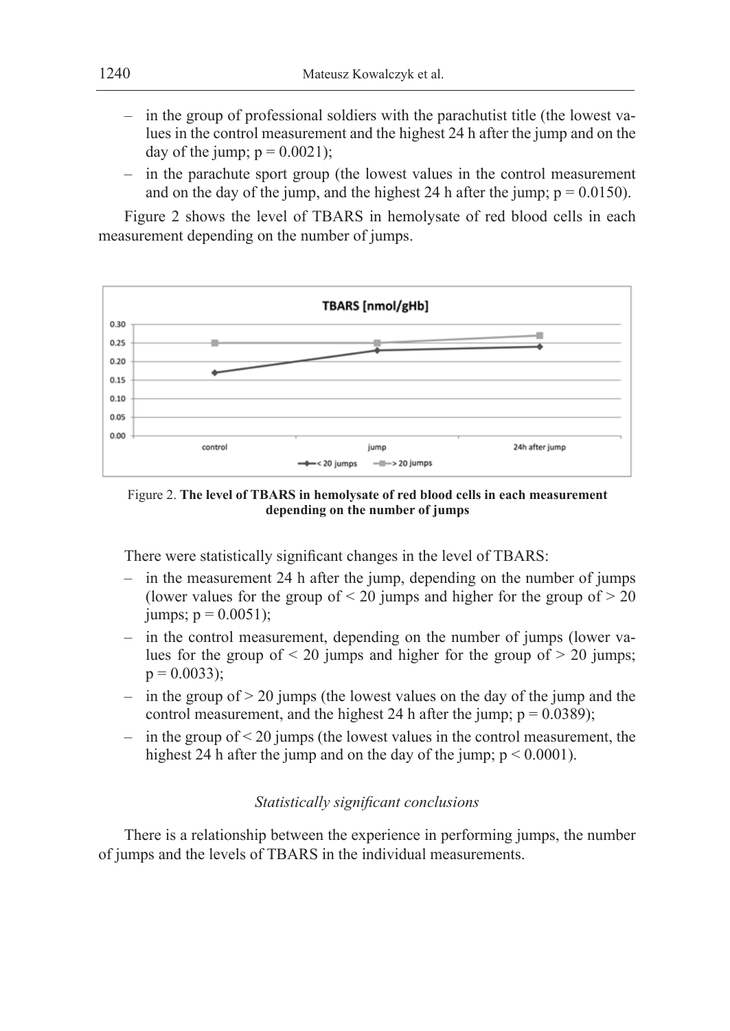– in the group of professional soldiers with the parachutist title (the lowest values in the control measurement and the highest 24 h after the jump and on the day of the jump; $p = 0.0021$);
– in the parachute sport group (the lowest values in the control measurement and on the day of the jump, and the highest 24 h after the jump; $p = 0.0150$).

Figure 2 shows the level of TBARS in hemolysate of red blood cells in each measurement depending on the number of jumps.

Figure 2. **The level of TBARS in hemolysate of red blood cells in each measurement depending on the number of jumps**

There were statistically significant changes in the level of TBARS:

– in the measurement 24 h after the jump, depending on the number of jumps (lower values for the group of < 20 jumps and higher for the group of > 20 jumps; $p = 0.0051$);
– in the control measurement, depending on the number of jumps (lower values for the group of < 20 jumps and higher for the group of > 20 jumps; $p = 0.0033$);
– in the group of > 20 jumps (the lowest values on the day of the jump and the control measurement, and the highest 24 h after the jump; $p = 0.0389$);
– in the group of < 20 jumps (the lowest values in the control measurement, the highest 24 h after the jump and on the day of the jump; $p < 0.0001$).

*Statistically significant conclusions*

There is a relationship between the experience in performing jumps, the number of jumps and the levels of TBARS in the individual measurements.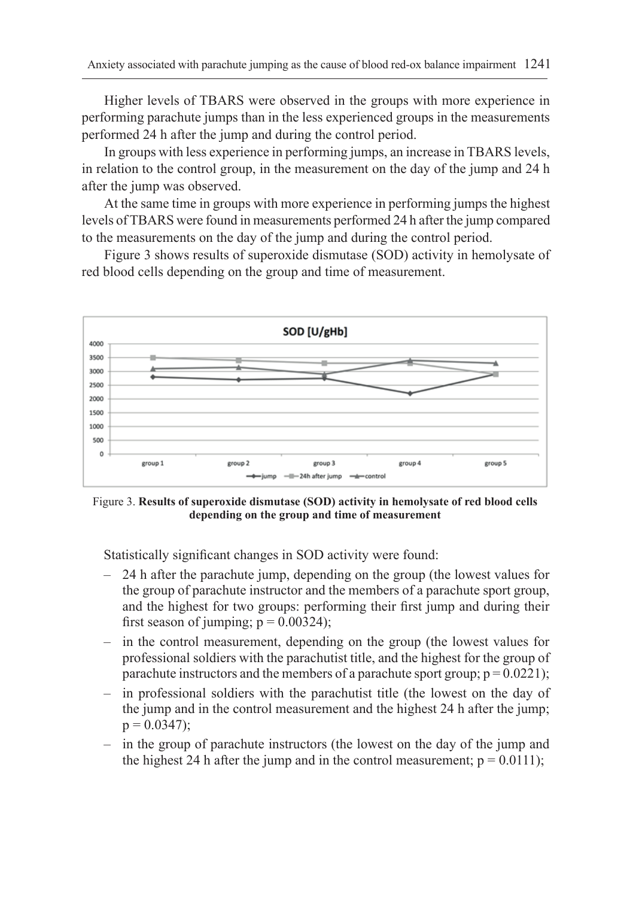Higher levels of TBARS were observed in the groups with more experience in performing parachute jumps than in the less experienced groups in the measurements performed 24 h after the jump and during the control period.

In groups with less experience in performing jumps, an increase in TBARS levels, in relation to the control group, in the measurement on the day of the jump and 24 h after the jump was observed.

At the same time in groups with more experience in performing jumps the highest levels of TBARS were found in measurements performed 24 h after the jump compared to the measurements on the day of the jump and during the control period.

Figure 3 shows results of superoxide dismutase (SOD) activity in hemolysate of red blood cells depending on the group and time of measurement.

Figure 3. **Results of superoxide dismutase (SOD) activity in hemolysate of red blood cells depending on the group and time of measurement**

Statistically significant changes in SOD activity were found:

- 24 h after the parachute jump, depending on the group (the lowest values for the group of parachute instructor and the members of a parachute sport group, and the highest for two groups: performing their first jump and during their first season of jumping; $p = 0.00324$);
- in the control measurement, depending on the group (the lowest values for professional soldiers with the parachutist title, and the highest for the group of parachute instructors and the members of a parachute sport group; $p = 0.0221$);
- in professional soldiers with the parachutist title (the lowest on the day of the jump and in the control measurement and the highest 24 h after the jump; $p = 0.0347$);
- in the group of parachute instructors (the lowest on the day of the jump and the highest 24 h after the jump and in the control measurement; $p = 0.0111$);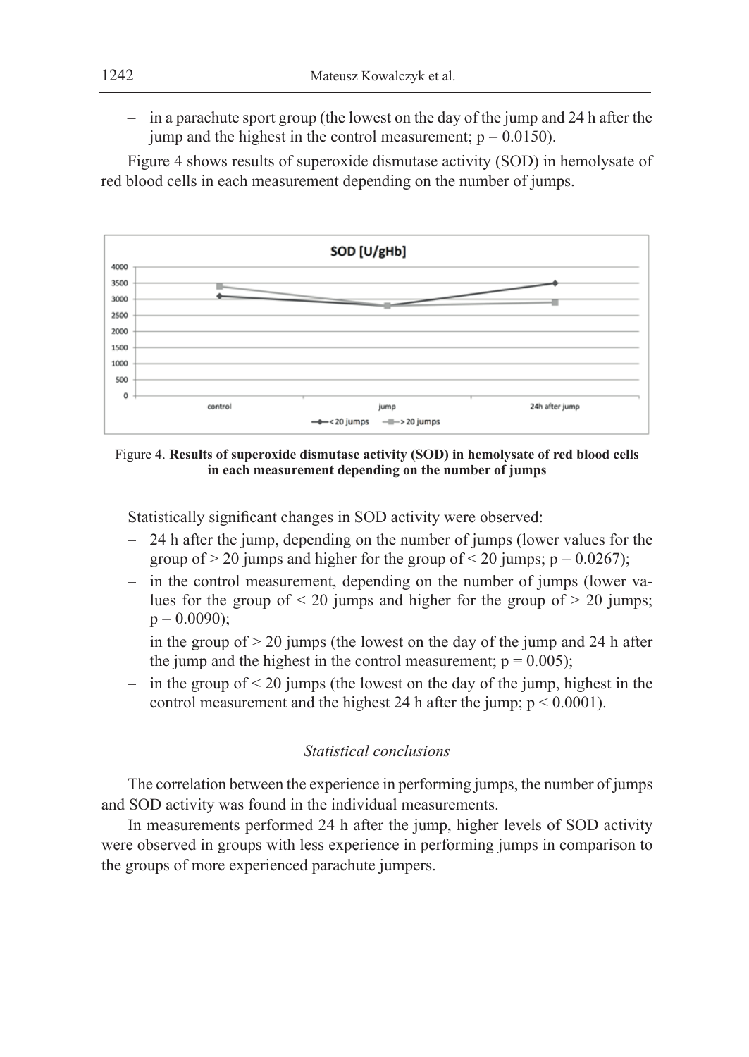– in a parachute sport group (the lowest on the day of the jump and 24 h after the jump and the highest in the control measurement; $p = 0.0150$).

Figure 4 shows results of superoxide dismutase activity (SOD) in hemolysate of red blood cells in each measurement depending on the number of jumps.

Figure 4. **Results of superoxide dismutase activity (SOD) in hemolysate of red blood cells in each measurement depending on the number of jumps**

Statistically significant changes in SOD activity were observed:

– 24 h after the jump, depending on the number of jumps (lower values for the group of > 20 jumps and higher for the group of < 20 jumps; $p = 0.0267$);
– in the control measurement, depending on the number of jumps (lower values for the group of < 20 jumps and higher for the group of > 20 jumps; $p = 0.0090$);
– in the group of > 20 jumps (the lowest on the day of the jump and 24 h after the jump and the highest in the control measurement; $p = 0.005$);
– in the group of < 20 jumps (the lowest on the day of the jump, highest in the control measurement and the highest 24 h after the jump; $p < 0.0001$).

*Statistical conclusions*

The correlation between the experience in performing jumps, the number of jumps and SOD activity was found in the individual measurements.

In measurements performed 24 h after the jump, higher levels of SOD activity were observed in groups with less experience in performing jumps in comparison to the groups of more experienced parachute jumpers.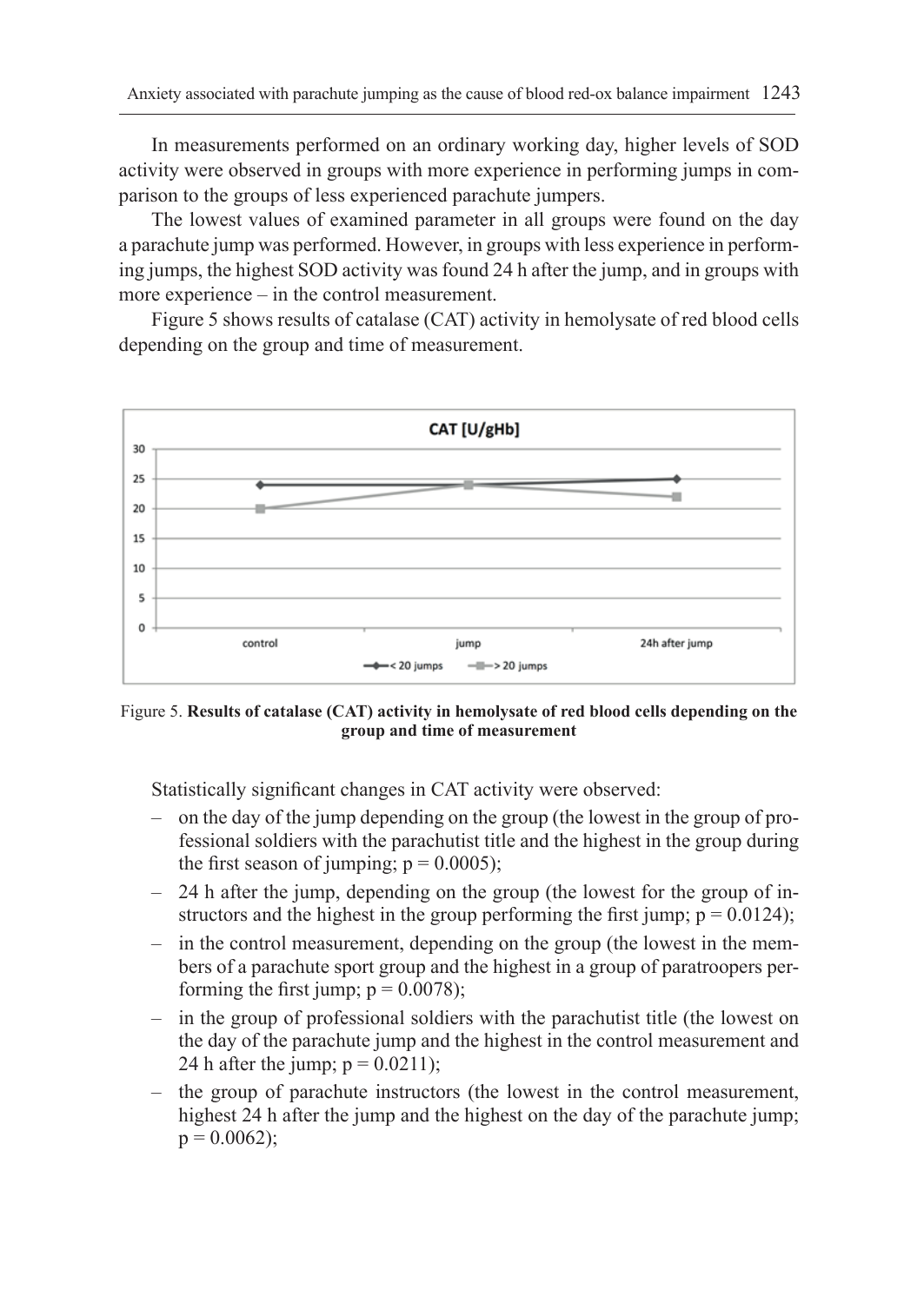In measurements performed on an ordinary working day, higher levels of SOD activity were observed in groups with more experience in performing jumps in comparison to the groups of less experienced parachute jumpers.

The lowest values of examined parameter in all groups were found on the day a parachute jump was performed. However, in groups with less experience in performing jumps, the highest SOD activity was found 24 h after the jump, and in groups with more experience – in the control measurement.

Figure 5 shows results of catalase (CAT) activity in hemolysate of red blood cells depending on the group and time of measurement.

Figure 5. **Results of catalase (CAT) activity in hemolysate of red blood cells depending on the group and time of measurement**

Statistically significant changes in CAT activity were observed:

- on the day of the jump depending on the group (the lowest in the group of professional soldiers with the parachutist title and the highest in the group during the first season of jumping; $p = 0.0005$);
- 24 h after the jump, depending on the group (the lowest for the group of instructors and the highest in the group performing the first jump; $p = 0.0124$);
- in the control measurement, depending on the group (the lowest in the members of a parachute sport group and the highest in a group of paratroopers performing the first jump; $p = 0.0078$);
- in the group of professional soldiers with the parachutist title (the lowest on the day of the parachute jump and the highest in the control measurement and 24 h after the jump; $p = 0.0211$);
- the group of parachute instructors (the lowest in the control measurement, highest 24 h after the jump and the highest on the day of the parachute jump; $p = 0.0062$);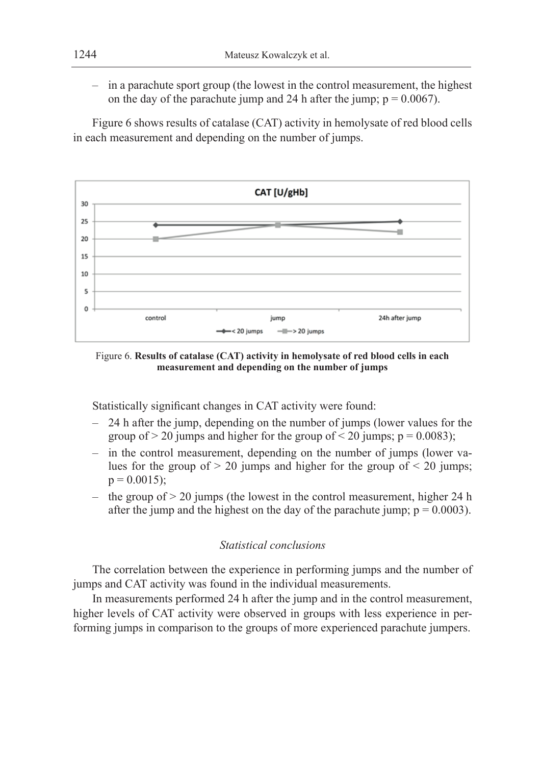– in a parachute sport group (the lowest in the control measurement, the highest on the day of the parachute jump and 24 h after the jump; $p = 0.0067$).

Figure 6 shows results of catalase (CAT) activity in hemolysate of red blood cells in each measurement and depending on the number of jumps.

Figure 6. **Results of catalase (CAT) activity in hemolysate of red blood cells in each measurement and depending on the number of jumps**

Statistically significant changes in CAT activity were found:

- 24 h after the jump, depending on the number of jumps (lower values for the group of > 20 jumps and higher for the group of < 20 jumps; $p = 0.0083$);
- in the control measurement, depending on the number of jumps (lower values for the group of > 20 jumps and higher for the group of < 20 jumps; $p = 0.0015$);
- the group of > 20 jumps (the lowest in the control measurement, higher 24 h after the jump and the highest on the day of the parachute jump; $p = 0.0003$).

### *Statistical conclusions*

The correlation between the experience in performing jumps and the number of jumps and CAT activity was found in the individual measurements.

In measurements performed 24 h after the jump and in the control measurement, higher levels of CAT activity were observed in groups with less experience in performing jumps in comparison to the groups of more experienced parachute jumpers.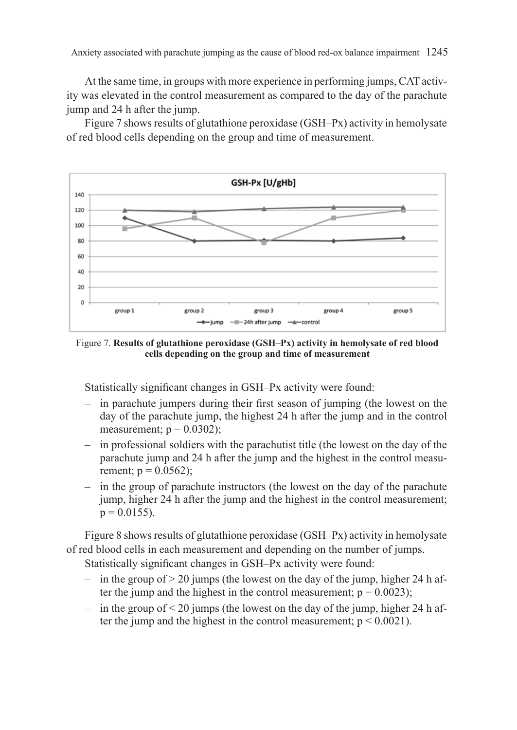At the same time, in groups with more experience in performing jumps, CAT activity was elevated in the control measurement as compared to the day of the parachute jump and 24 h after the jump.

Figure 7 shows results of glutathione peroxidase (GSH–Px) activity in hemolysate of red blood cells depending on the group and time of measurement.

Figure 7. **Results of glutathione peroxidase (GSH–Px) activity in hemolysate of red blood cells depending on the group and time of measurement**

Statistically significant changes in GSH–Px activity were found:

- in parachute jumpers during their first season of jumping (the lowest on the day of the parachute jump, the highest 24 h after the jump and in the control measurement; $p = 0.0302$);
- in professional soldiers with the parachutist title (the lowest on the day of the parachute jump and 24 h after the jump and the highest in the control measurement; $p = 0.0562$);
- in the group of parachute instructors (the lowest on the day of the parachute jump, higher 24 h after the jump and the highest in the control measurement; $p = 0.0155$).

Figure 8 shows results of glutathione peroxidase (GSH–Px) activity in hemolysate of red blood cells in each measurement and depending on the number of jumps.

Statistically significant changes in GSH–Px activity were found:

- in the group of > 20 jumps (the lowest on the day of the jump, higher 24 h after the jump and the highest in the control measurement; $p = 0.0023$);
- in the group of < 20 jumps (the lowest on the day of the jump, higher 24 h after the jump and the highest in the control measurement; $p < 0.0021$).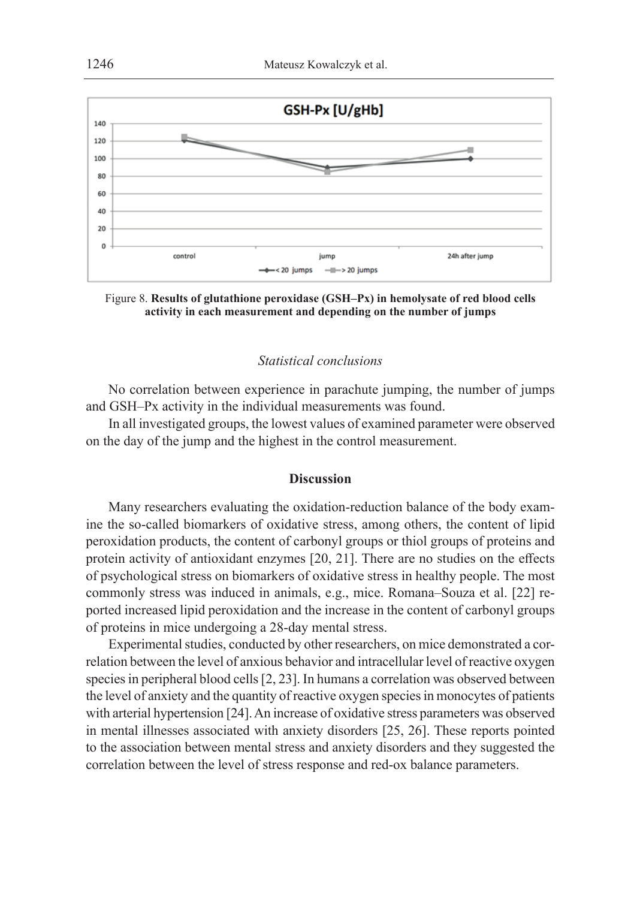Figure 8. **Results of glutathione peroxidase (GSH–Px) in hemolysate of red blood cells activity in each measurement and depending on the number of jumps**

*Statistical conclusions*

No correlation between experience in parachute jumping, the number of jumps and GSH–Px activity in the individual measurements was found.

In all investigated groups, the lowest values of examined parameter were observed on the day of the jump and the highest in the control measurement.

## Discussion

Many researchers evaluating the oxidation-reduction balance of the body examine the so-called biomarkers of oxidative stress, among others, the content of lipid peroxidation products, the content of carbonyl groups or thiol groups of proteins and protein activity of antioxidant enzymes [20, 21]. There are no studies on the effects of psychological stress on biomarkers of oxidative stress in healthy people. The most commonly stress was induced in animals, e.g., mice. Romana–Souza et al. [22] reported increased lipid peroxidation and the increase in the content of carbonyl groups of proteins in mice undergoing a 28-day mental stress.

Experimental studies, conducted by other researchers, on mice demonstrated a correlation between the level of anxious behavior and intracellular level of reactive oxygen species in peripheral blood cells [2, 23]. In humans a correlation was observed between the level of anxiety and the quantity of reactive oxygen species in monocytes of patients with arterial hypertension [24]. An increase of oxidative stress parameters was observed in mental illnesses associated with anxiety disorders [25, 26]. These reports pointed to the association between mental stress and anxiety disorders and they suggested the correlation between the level of stress response and red-ox balance parameters.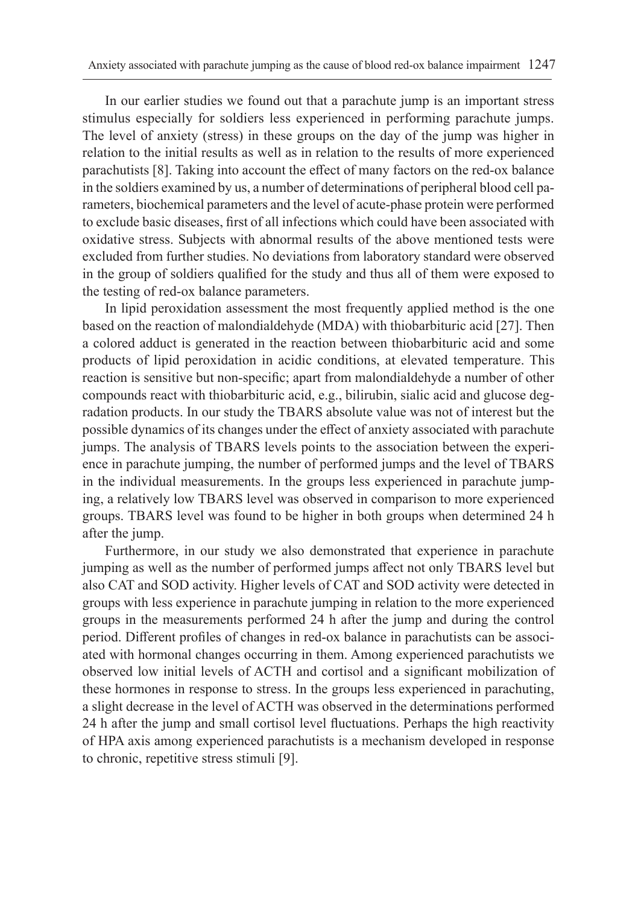In our earlier studies we found out that a parachute jump is an important stress stimulus especially for soldiers less experienced in performing parachute jumps. The level of anxiety (stress) in these groups on the day of the jump was higher in relation to the initial results as well as in relation to the results of more experienced parachutists [8]. Taking into account the effect of many factors on the red-ox balance in the soldiers examined by us, a number of determinations of peripheral blood cell parameters, biochemical parameters and the level of acute-phase protein were performed to exclude basic diseases, first of all infections which could have been associated with oxidative stress. Subjects with abnormal results of the above mentioned tests were excluded from further studies. No deviations from laboratory standard were observed in the group of soldiers qualified for the study and thus all of them were exposed to the testing of red-ox balance parameters.

In lipid peroxidation assessment the most frequently applied method is the one based on the reaction of malondialdehyde (MDA) with thiobarbituric acid [27]. Then a colored adduct is generated in the reaction between thiobarbituric acid and some products of lipid peroxidation in acidic conditions, at elevated temperature. This reaction is sensitive but non-specific; apart from malondialdehyde a number of other compounds react with thiobarbituric acid, e.g., bilirubin, sialic acid and glucose degradation products. In our study the TBARS absolute value was not of interest but the possible dynamics of its changes under the effect of anxiety associated with parachute jumps. The analysis of TBARS levels points to the association between the experience in parachute jumping, the number of performed jumps and the level of TBARS in the individual measurements. In the groups less experienced in parachute jumping, a relatively low TBARS level was observed in comparison to more experienced groups. TBARS level was found to be higher in both groups when determined 24 h after the jump.

Furthermore, in our study we also demonstrated that experience in parachute jumping as well as the number of performed jumps affect not only TBARS level but also CAT and SOD activity. Higher levels of CAT and SOD activity were detected in groups with less experience in parachute jumping in relation to the more experienced groups in the measurements performed 24 h after the jump and during the control period. Different profiles of changes in red-ox balance in parachutists can be associated with hormonal changes occurring in them. Among experienced parachutists we observed low initial levels of ACTH and cortisol and a significant mobilization of these hormones in response to stress. In the groups less experienced in parachuting, a slight decrease in the level of ACTH was observed in the determinations performed 24 h after the jump and small cortisol level fluctuations. Perhaps the high reactivity of HPA axis among experienced parachutists is a mechanism developed in response to chronic, repetitive stress stimuli [9].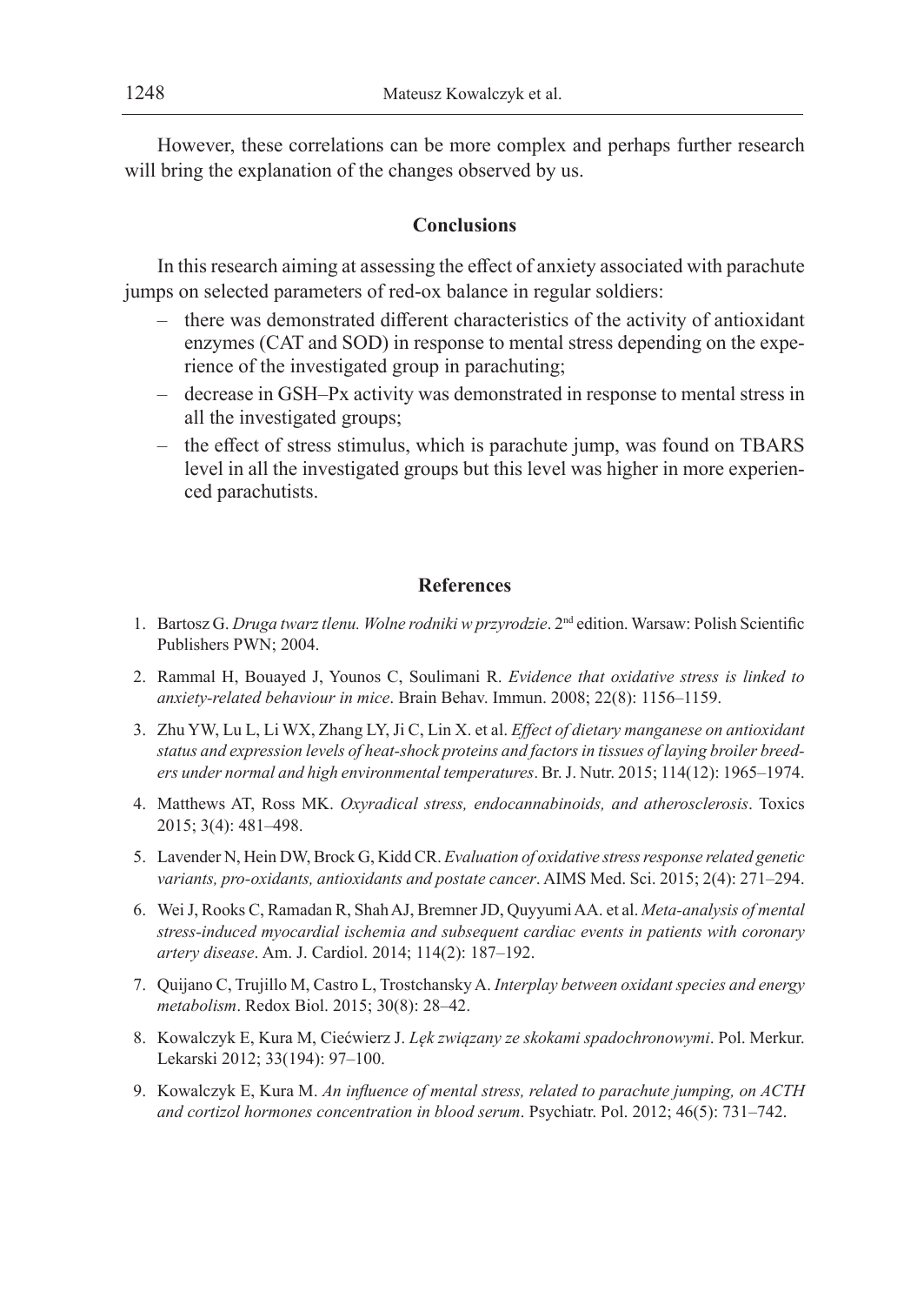However, these correlations can be more complex and perhaps further research will bring the explanation of the changes observed by us.

## Conclusions

In this research aiming at assessing the effect of anxiety associated with parachute jumps on selected parameters of red-ox balance in regular soldiers:

– there was demonstrated different characteristics of the activity of antioxidant enzymes (CAT and SOD) in response to mental stress depending on the experience of the investigated group in parachuting;
– decrease in GSH–Px activity was demonstrated in response to mental stress in all the investigated groups;
– the effect of stress stimulus, which is parachute jump, was found on TBARS level in all the investigated groups but this level was higher in more experienced parachutists.

## References

1. Bartosz G. *Druga twarz tlenu. Wolne rodniki w przyrodzie*. 2nd edition. Warsaw: Polish Scientific Publishers PWN; 2004.
2. Rammal H, Bouayed J, Younos C, Soulimani R. *Evidence that oxidative stress is linked to anxiety-related behaviour in mice*. Brain Behav. Immun. 2008; 22(8): 1156–1159.
3. Zhu YW, Lu L, Li WX, Zhang LY, Ji C, Lin X. et al. *Effect of dietary manganese on antioxidant status and expression levels of heat-shock proteins and factors in tissues of laying broiler breeders under normal and high environmental temperatures*. Br. J. Nutr. 2015; 114(12): 1965–1974.
4. Matthews AT, Ross MK. *Oxyradical stress, endocannabinoids, and atherosclerosis*. Toxics 2015; 3(4): 481–498.
5. Lavender N, Hein DW, Brock G, Kidd CR. *Evaluation of oxidative stress response related genetic variants, pro-oxidants, antioxidants and postate cancer*. AIMS Med. Sci. 2015; 2(4): 271–294.
6. Wei J, Rooks C, Ramadan R, Shah AJ, Bremner JD, Quyyumi AA. et al. *Meta-analysis of mental stress-induced myocardial ischemia and subsequent cardiac events in patients with coronary artery disease*. Am. J. Cardiol. 2014; 114(2): 187–192.
7. Quijano C, Trujillo M, Castro L, Trostchansky A. *Interplay between oxidant species and energy metabolism*. Redox Biol. 2015; 30(8): 28–42.
8. Kowalczyk E, Kura M, Ciećwierz J. *Lęk związany ze skokami spadochronowymi*. Pol. Merkur. Lekarski 2012; 33(194): 97–100.
9. Kowalczyk E, Kura M. *An influence of mental stress, related to parachute jumping, on ACTH and cortizol hormones concentration in blood serum*. Psychiatr. Pol. 2012; 46(5): 731–742.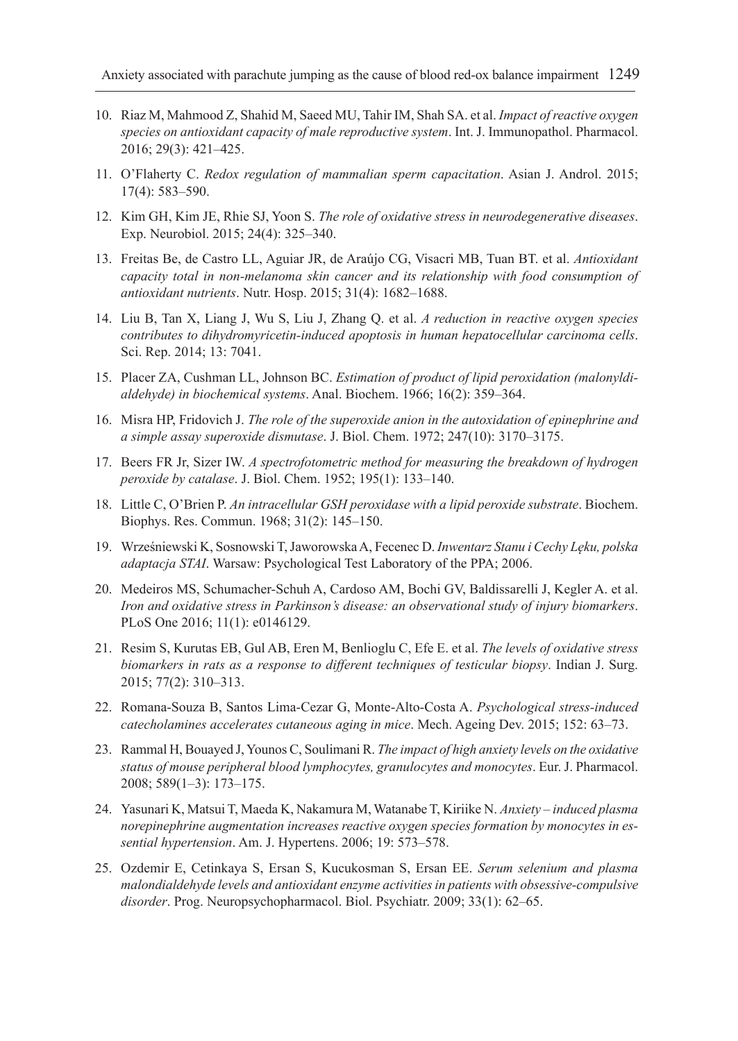10. Riaz M, Mahmood Z, Shahid M, Saeed MU, Tahir IM, Shah SA. et al. *Impact of reactive oxygen species on antioxidant capacity of male reproductive system*. Int. J. Immunopathol. Pharmacol. 2016; 29(3): 421–425.

11. O'Flaherty C. *Redox regulation of mammalian sperm capacitation*. Asian J. Androl. 2015; 17(4): 583–590.

12. Kim GH, Kim JE, Rhie SJ, Yoon S. *The role of oxidative stress in neurodegenerative diseases*. Exp. Neurobiol. 2015; 24(4): 325–340.

13. Freitas Be, de Castro LL, Aguiar JR, de Araújo CG, Visacri MB, Tuan BT. et al. *Antioxidant capacity total in non-melanoma skin cancer and its relationship with food consumption of antioxidant nutrients*. Nutr. Hosp. 2015; 31(4): 1682–1688.

14. Liu B, Tan X, Liang J, Wu S, Liu J, Zhang Q. et al. *A reduction in reactive oxygen species contributes to dihydromyricetin-induced apoptosis in human hepatocellular carcinoma cells*. Sci. Rep. 2014; 13: 7041.

15. Placer ZA, Cushman LL, Johnson BC. *Estimation of product of lipid peroxidation (malonyldialdehyde) in biochemical systems*. Anal. Biochem. 1966; 16(2): 359–364.

16. Misra HP, Fridovich J. *The role of the superoxide anion in the autoxidation of epinephrine and a simple assay superoxide dismutase*. J. Biol. Chem. 1972; 247(10): 3170–3175.

17. Beers FR Jr, Sizer IW. *A spectrofotometric method for measuring the breakdown of hydrogen peroxide by catalase*. J. Biol. Chem. 1952; 195(1): 133–140.

18. Little C, O'Brien P. *An intracellular GSH peroxidase with a lipid peroxide substrate*. Biochem. Biophys. Res. Commun. 1968; 31(2): 145–150.

19. Wrześniewski K, Sosnowski T, Jaworowska A, Fecenec D. *Inwentarz Stanu i Cechy Lęku, polska adaptacja STAI*. Warsaw: Psychological Test Laboratory of the PPA; 2006.

20. Medeiros MS, Schumacher-Schuh A, Cardoso AM, Bochi GV, Baldissarelli J, Kegler A. et al. *Iron and oxidative stress in Parkinson's disease: an observational study of injury biomarkers*. PLoS One 2016; 11(1): e0146129.

21. Resim S, Kurutas EB, Gul AB, Eren M, Benlioglu C, Efe E. et al. *The levels of oxidative stress biomarkers in rats as a response to different techniques of testicular biopsy*. Indian J. Surg. 2015; 77(2): 310–313.

22. Romana-Souza B, Santos Lima-Cezar G, Monte-Alto-Costa A. *Psychological stress-induced catecholamines accelerates cutaneous aging in mice*. Mech. Ageing Dev. 2015; 152: 63–73.

23. Rammal H, Bouayed J, Younos C, Soulimani R. *The impact of high anxiety levels on the oxidative status of mouse peripheral blood lymphocytes, granulocytes and monocytes*. Eur. J. Pharmacol. 2008; 589(1–3): 173–175.

24. Yasunari K, Matsui T, Maeda K, Nakamura M, Watanabe T, Kiriike N. *Anxiety – induced plasma norepinephrine augmentation increases reactive oxygen species formation by monocytes in essential hypertension*. Am. J. Hypertens. 2006; 19: 573–578.

25. Ozdemir E, Cetinkaya S, Ersan S, Kucukosman S, Ersan EE. *Serum selenium and plasma malondialdehyde levels and antioxidant enzyme activities in patients with obsessive-compulsive disorder*. Prog. Neuropsychopharmacol. Biol. Psychiatr. 2009; 33(1): 62–65.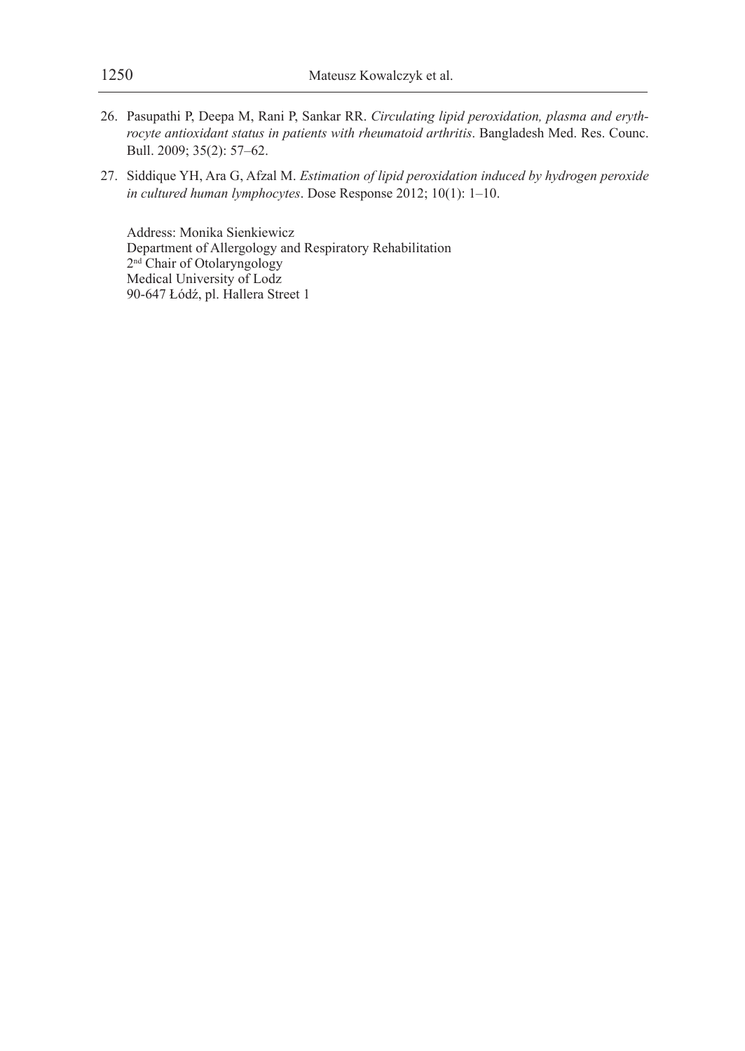26. Pasupathi P, Deepa M, Rani P, Sankar RR. *Circulating lipid peroxidation, plasma and erythrocyte antioxidant status in patients with rheumatoid arthritis*. Bangladesh Med. Res. Counc. Bull. 2009; 35(2): 57–62.

27. Siddique YH, Ara G, Afzal M. *Estimation of lipid peroxidation induced by hydrogen peroxide in cultured human lymphocytes*. Dose Response 2012; 10(1): 1–10.

Address: Monika Sienkiewicz
Department of Allergology and Respiratory Rehabilitation
2nd Chair of Otolaryngology
Medical University of Lodz
90-647 Łódź, pl. Hallera Street 1